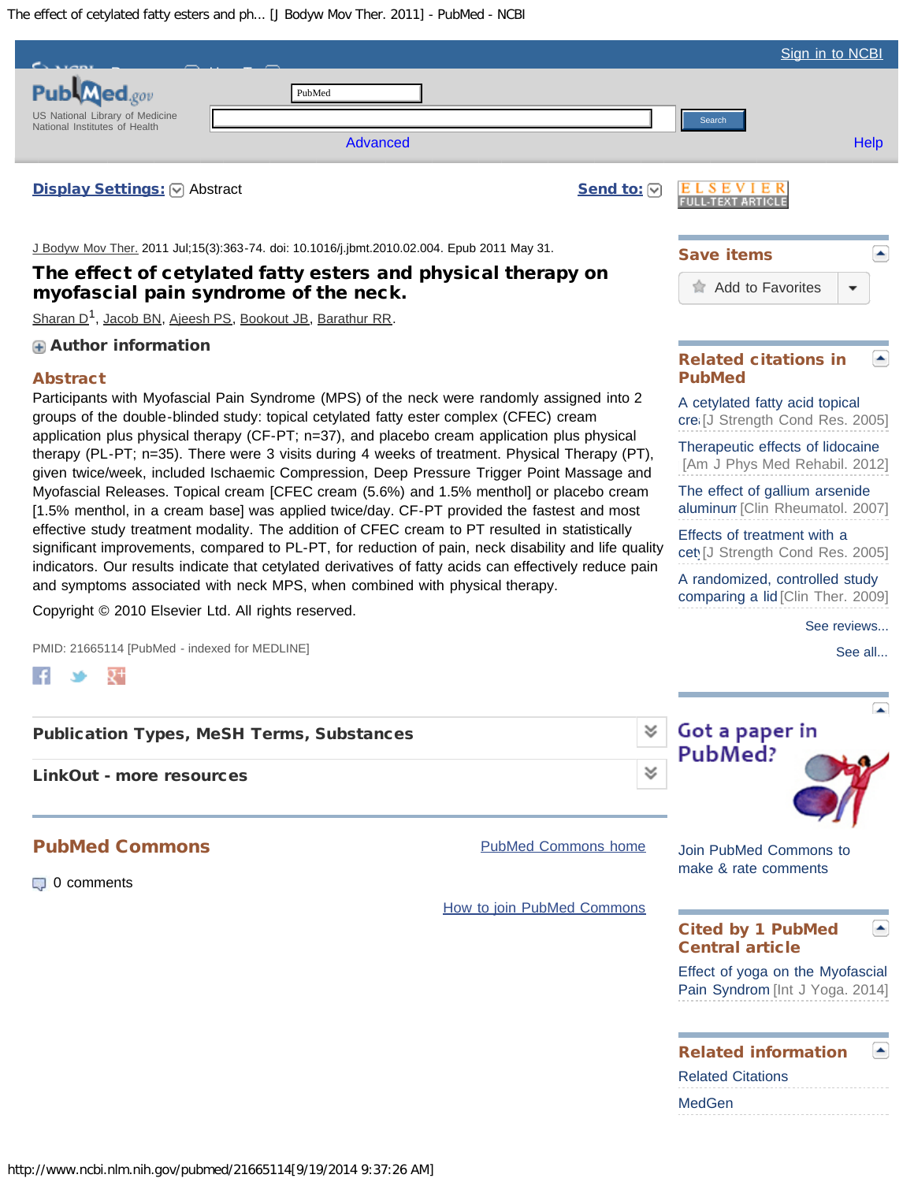J Bodyw Mov Ther. 2011 Jul;15(3):363-74. doi: 10.1016/j.jbmt.2010.02.004. Epub 2011 May 31.

# The effect of cetylated fatty esters and physical therapy on myofascial pain syndrome of the neck.

Sharan D[1], Jacob BN, Ajeesh PS, Bookout JB, Barathur RR.

Author information

## Abstract

Participants with Myofascial Pain Syndrome (MPS) of the neck were randomly assigned into 2 groups of the double-blinded study: topical cetylated fatty ester complex (CFEC) cream application plus physical therapy (CF-PT; n=37), and placebo cream application plus physical therapy (PL-PT; n=35). There were 3 visits during 4 weeks of treatment. Physical Therapy (PT), given twice/week, included Ischaemic Compression, Deep Pressure Trigger Point Massage and Myofascial Releases. Topical cream [CFEC cream (5.6%) and 1.5% menthol] or placebo cream [1.5% menthol, in a cream base] was applied twice/day. CF-PT provided the fastest and most effective study treatment modality. The addition of CFEC cream to PT resulted in statistically significant improvements, compared to PL-PT, for reduction of pain, neck disability and life quality indicators. Our results indicate that cetylated derivatives of fatty acids can effectively reduce pain and symptoms associated with neck MPS, when combined with physical therapy.

Copyright © 2010 Elsevier Ltd. All rights reserved.

PMID: 21665114 [PubMed - indexed for MEDLINE]

Publication Types, MeSH Terms, Substances

LinkOut - more resources

## PubMed Commons

PubMed Commons home

0 comments

How to join PubMed Commons

## Save items

Add to Favorites

## Related citations in PubMed

- A cetylated fatty acid topical cre [J Strength Cond Res. 2005]
- Therapeutic effects of lidocaine [Am J Phys Med Rehabil. 2012]
- The effect of gallium arsenide aluminum [Clin Rheumatol. 2007]
- Effects of treatment with a cet [J Strength Cond Res. 2005]
- A randomized, controlled study comparing a lid [Clin Ther. 2009]

See reviews...

See all...

Got a paper in PubMed?

Join PubMed Commons to make & rate comments

## Cited by 1 PubMed Central article

- Effect of yoga on the Myofascial Pain Syndrom [Int J Yoga. 2014]

## Related information

- Related Citations
- MedGen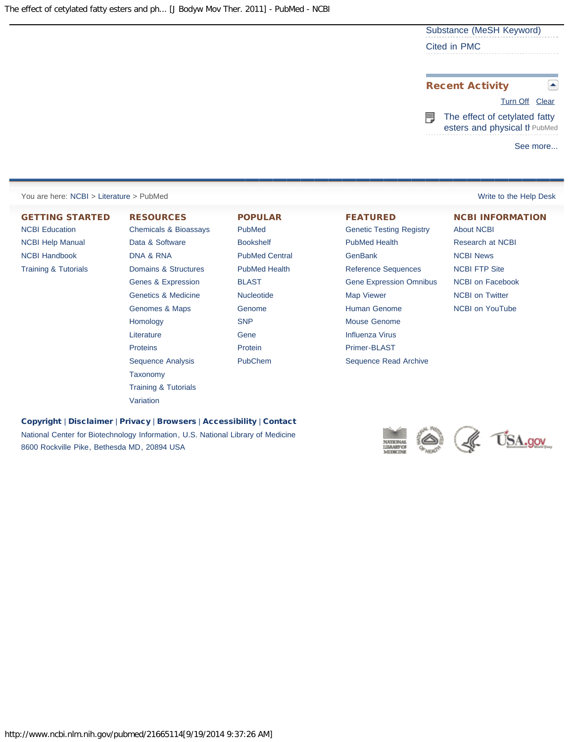Substance (MeSH Keyword)

Cited in PMC

## Recent Activity

Turn Off Clear

The effect of cetylated fatty esters and physical tl PubMed

See more...

You are here: NCBI > Literature > PubMed

Write to the Help Desk

### GETTING STARTED

- NCBI Education
- NCBI Help Manual
- NCBI Handbook
- Training & Tutorials

### RESOURCES

- Chemicals & Bioassays
- Data & Software
- DNA & RNA
- Domains & Structures
- Genes & Expression
- Genetics & Medicine
- Genomes & Maps
- Homology
- Literature
- Proteins
- Sequence Analysis
- Taxonomy
- Training & Tutorials
- Variation

### POPULAR

- PubMed
- Bookshelf
- PubMed Central
- PubMed Health
- BLAST
- Nucleotide
- Genome
- SNP
- Gene
- Protein
- PubChem

### FEATURED

- Genetic Testing Registry
- PubMed Health
- GenBank
- Reference Sequences
- Gene Expression Omnibus
- Map Viewer
- Human Genome
- Mouse Genome
- Influenza Virus
- Primer-BLAST
- Sequence Read Archive

### NCBI INFORMATION

- About NCBI
- Research at NCBI
- NCBI News
- NCBI FTP Site
- NCBI on Facebook
- NCBI on Twitter
- NCBI on YouTube

**Copyright** | **Disclaimer** | **Privacy** | **Browsers** | **Accessibility** | **Contact**

National Center for Biotechnology Information, U.S. National Library of Medicine
8600 Rockville Pike, Bethesda MD, 20894 USA